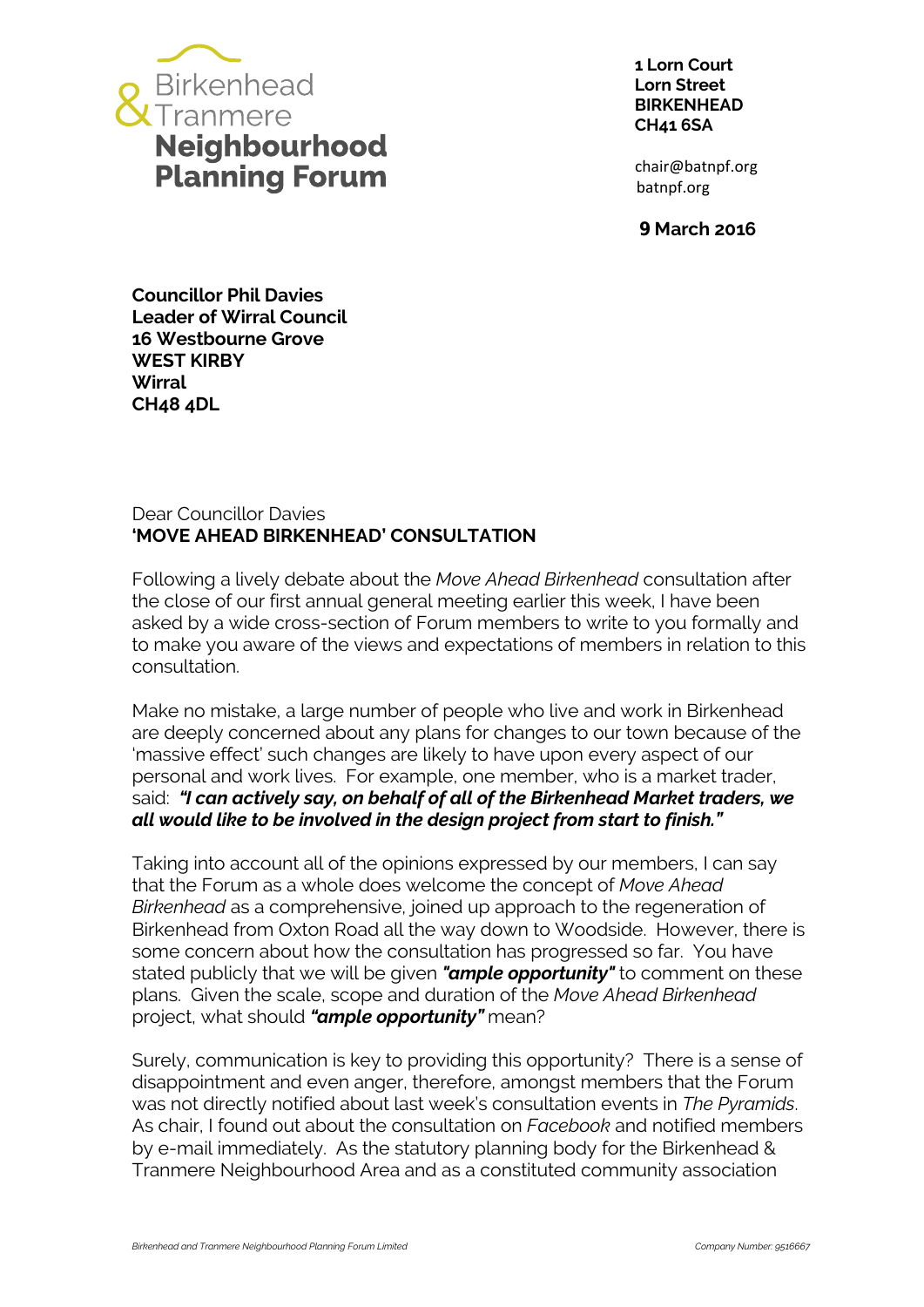**Birkenhead & Tranmere Neighbourhood Planning Forum**

**1 Lorn Court**
**Lorn Street**
**BIRKENHEAD**
**CH41 6SA**

chair@batnpf.org
batnpf.org

**9 March 2016**

**Councillor Phil Davies**
**Leader of Wirral Council**
**16 Westbourne Grove**
**WEST KIRBY**
**Wirral**
**CH48 4DL**

Dear Councillor Davies
**'MOVE AHEAD BIRKENHEAD' CONSULTATION**

Following a lively debate about the *Move Ahead Birkenhead* consultation after the close of our first annual general meeting earlier this week, I have been asked by a wide cross-section of Forum members to write to you formally and to make you aware of the views and expectations of members in relation to this consultation.

Make no mistake, a large number of people who live and work in Birkenhead are deeply concerned about any plans for changes to our town because of the 'massive effect' such changes are likely to have upon every aspect of our personal and work lives. For example, one member, who is a market trader, said: ***"I can actively say, on behalf of all of the Birkenhead Market traders, we all would like to be involved in the design project from start to finish."***

Taking into account all of the opinions expressed by our members, I can say that the Forum as a whole does welcome the concept of *Move Ahead Birkenhead* as a comprehensive, joined up approach to the regeneration of Birkenhead from Oxton Road all the way down to Woodside. However, there is some concern about how the consultation has progressed so far. You have stated publicly that we will be given ***"ample opportunity"*** to comment on these plans. Given the scale, scope and duration of the *Move Ahead Birkenhead* project, what should ***"ample opportunity"*** mean?

Surely, communication is key to providing this opportunity? There is a sense of disappointment and even anger, therefore, amongst members that the Forum was not directly notified about last week's consultation events in *The Pyramids*. As chair, I found out about the consultation on *Facebook* and notified members by e-mail immediately. As the statutory planning body for the Birkenhead & Tranmere Neighbourhood Area and as a constituted community association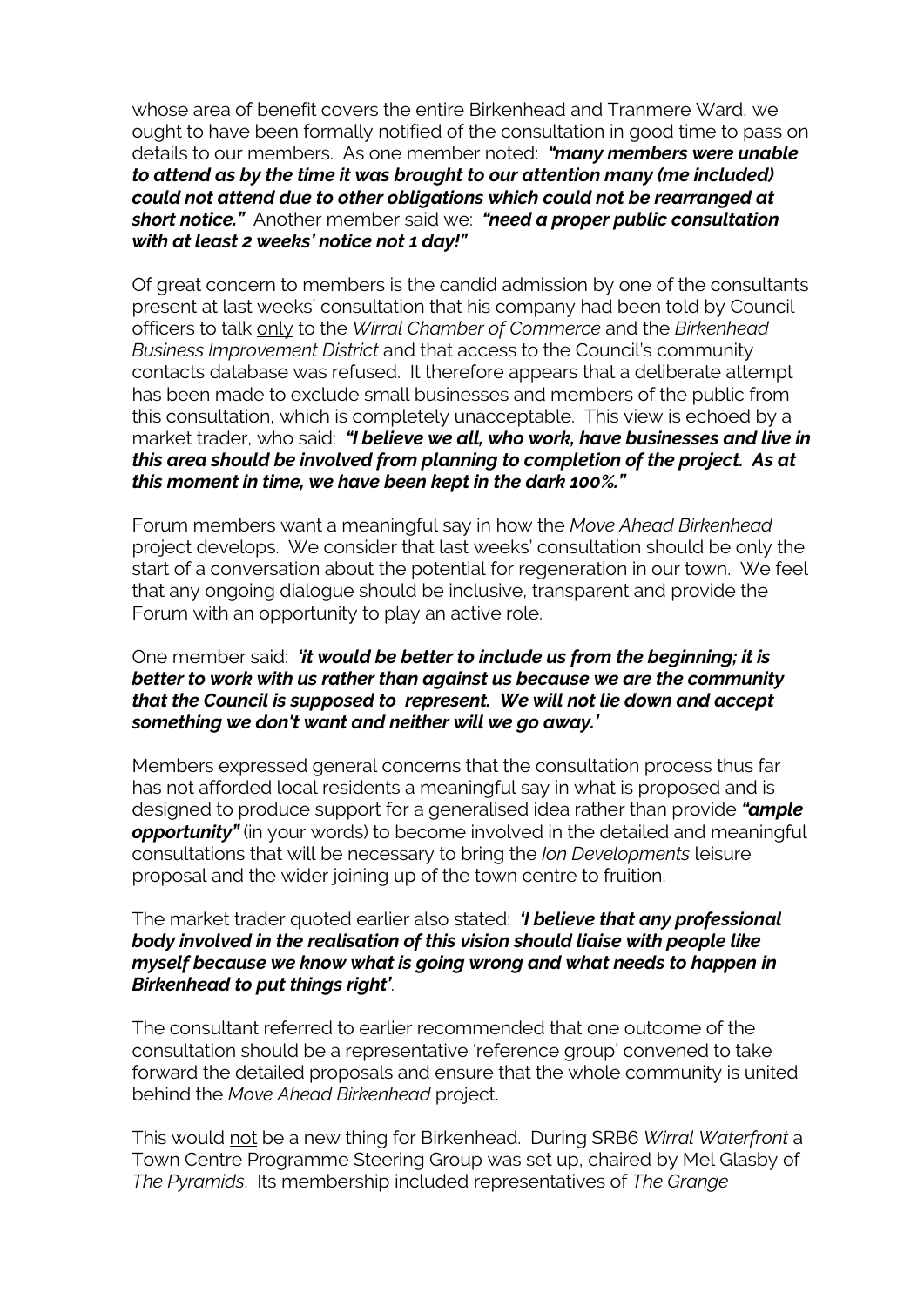whose area of benefit covers the entire Birkenhead and Tranmere Ward, we ought to have been formally notified of the consultation in good time to pass on details to our members. As one member noted: ***"many members were unable to attend as by the time it was brought to our attention many (me included) could not attend due to other obligations which could not be rearranged at short notice."*** Another member said we: ***"need a proper public consultation with at least 2 weeks' notice not 1 day!"***

Of great concern to members is the candid admission by one of the consultants present at last weeks' consultation that his company had been told by Council officers to talk <u>only</u> to the *Wirral Chamber of Commerce* and the *Birkenhead Business Improvement District* and that access to the Council's community contacts database was refused. It therefore appears that a deliberate attempt has been made to exclude small businesses and members of the public from this consultation, which is completely unacceptable. This view is echoed by a market trader, who said: ***"I believe we all, who work, have businesses and live in this area should be involved from planning to completion of the project. As at this moment in time, we have been kept in the dark 100%."***

Forum members want a meaningful say in how the *Move Ahead Birkenhead* project develops. We consider that last weeks' consultation should be only the start of a conversation about the potential for regeneration in our town. We feel that any ongoing dialogue should be inclusive, transparent and provide the Forum with an opportunity to play an active role.

One member said: ***'it would be better to include us from the beginning; it is better to work with us rather than against us because we are the community that the Council is supposed to represent. We will not lie down and accept something we don't want and neither will we go away.'***

Members expressed general concerns that the consultation process thus far has not afforded local residents a meaningful say in what is proposed and is designed to produce support for a generalised idea rather than provide ***"ample opportunity"*** (in your words) to become involved in the detailed and meaningful consultations that will be necessary to bring the *Ion Developments* leisure proposal and the wider joining up of the town centre to fruition.

The market trader quoted earlier also stated: ***'I believe that any professional body involved in the realisation of this vision should liaise with people like myself because we know what is going wrong and what needs to happen in Birkenhead to put things right'***.

The consultant referred to earlier recommended that one outcome of the consultation should be a representative 'reference group' convened to take forward the detailed proposals and ensure that the whole community is united behind the *Move Ahead Birkenhead* project.

This would <u>not</u> be a new thing for Birkenhead. During SRB6 *Wirral Waterfront* a Town Centre Programme Steering Group was set up, chaired by Mel Glasby of *The Pyramids*. Its membership included representatives of *The Grange*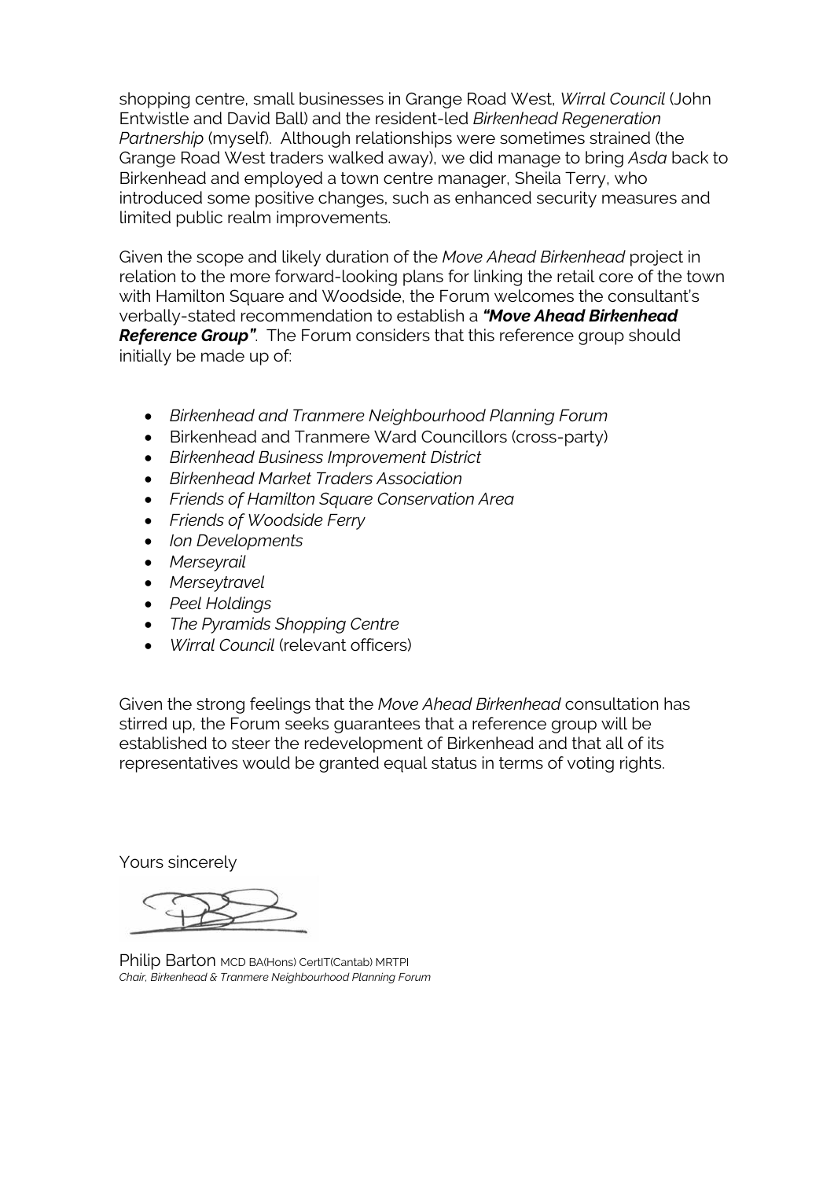shopping centre, small businesses in Grange Road West, *Wirral Council* (John Entwistle and David Ball) and the resident-led *Birkenhead Regeneration Partnership* (myself). Although relationships were sometimes strained (the Grange Road West traders walked away), we did manage to bring *Asda* back to Birkenhead and employed a town centre manager, Sheila Terry, who introduced some positive changes, such as enhanced security measures and limited public realm improvements.

Given the scope and likely duration of the *Move Ahead Birkenhead* project in relation to the more forward-looking plans for linking the retail core of the town with Hamilton Square and Woodside, the Forum welcomes the consultant's verbally-stated recommendation to establish a ***"Move Ahead Birkenhead Reference Group"***. The Forum considers that this reference group should initially be made up of:

- *Birkenhead and Tranmere Neighbourhood Planning Forum*
- Birkenhead and Tranmere Ward Councillors (cross-party)
- *Birkenhead Business Improvement District*
- *Birkenhead Market Traders Association*
- *Friends of Hamilton Square Conservation Area*
- *Friends of Woodside Ferry*
- *Ion Developments*
- *Merseyrail*
- *Merseytravel*
- *Peel Holdings*
- *The Pyramids Shopping Centre*
- *Wirral Council* (relevant officers)

Given the strong feelings that the *Move Ahead Birkenhead* consultation has stirred up, the Forum seeks guarantees that a reference group will be established to steer the redevelopment of Birkenhead and that all of its representatives would be granted equal status in terms of voting rights.

Yours sincerely

Philip Barton MCD BA(Hons) CertIT(Cantab) MRTPI
*Chair, Birkenhead & Tranmere Neighbourhood Planning Forum*